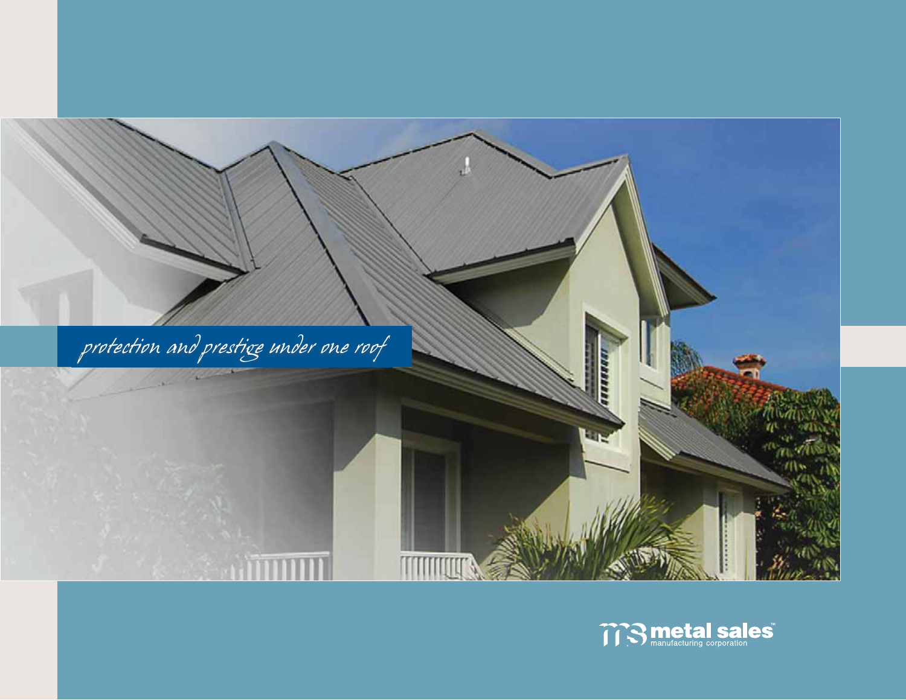*protection and prestige under one roof*

metal sales™
manufacturing corporation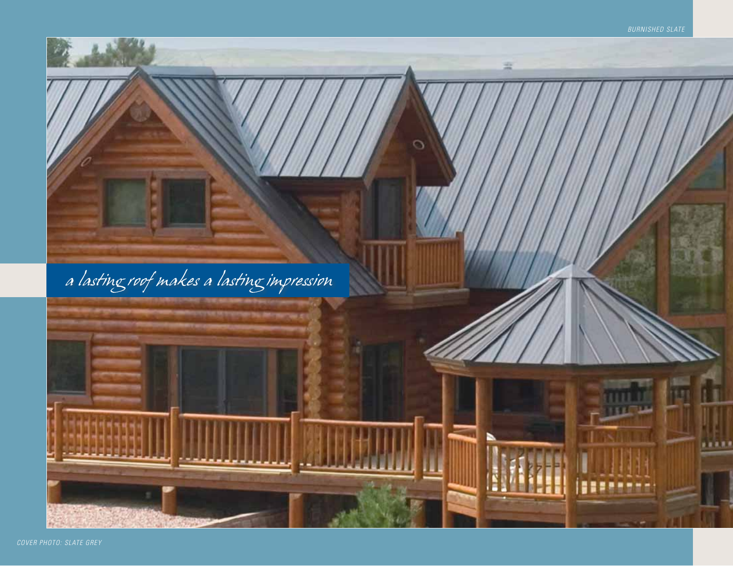BURNISHED SLATE

*a lasting roof makes a lasting impression*

COVER PHOTO: SLATE GREY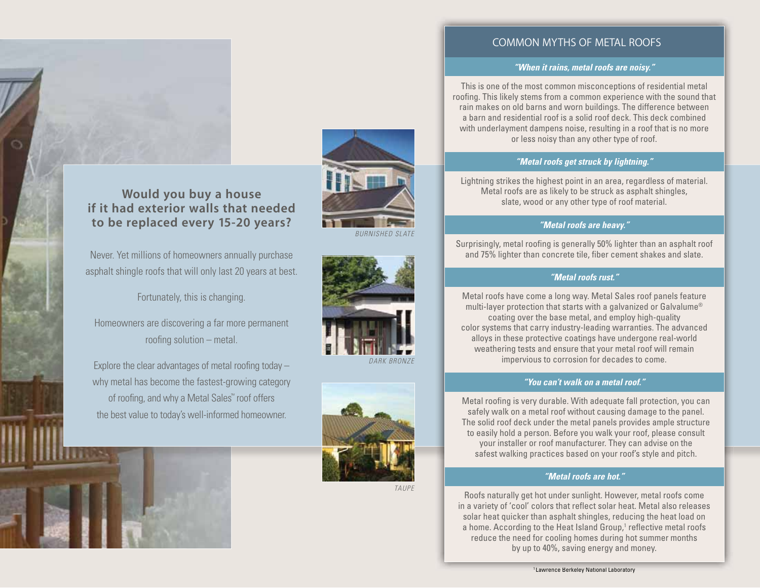## Would you buy a house if it had exterior walls that needed to be replaced every 15-20 years?

Never. Yet millions of homeowners annually purchase asphalt shingle roofs that will only last 20 years at best.

Fortunately, this is changing.

Homeowners are discovering a far more permanent roofing solution – metal.

Explore the clear advantages of metal roofing today – why metal has become the fastest-growing category of roofing, and why a Metal Sales™ roof offers the best value to today's well-informed homeowner.

BURNISHED SLATE

DARK BRONZE

TAUPE

## COMMON MYTHS OF METAL ROOFS

### *"When it rains, metal roofs are noisy."*

This is one of the most common misconceptions of residential metal roofing. This likely stems from a common experience with the sound that rain makes on old barns and worn buildings. The difference between a barn and residential roof is a solid roof deck. This deck combined with underlayment dampens noise, resulting in a roof that is no more or less noisy than any other type of roof.

### *"Metal roofs get struck by lightning."*

Lightning strikes the highest point in an area, regardless of material. Metal roofs are as likely to be struck as asphalt shingles, slate, wood or any other type of roof material.

### *"Metal roofs are heavy."*

Surprisingly, metal roofing is generally 50% lighter than an asphalt roof and 75% lighter than concrete tile, fiber cement shakes and slate.

### *"Metal roofs rust."*

Metal roofs have come a long way. Metal Sales roof panels feature multi-layer protection that starts with a galvanized or Galvalume® coating over the base metal, and employ high-quality color systems that carry industry-leading warranties. The advanced alloys in these protective coatings have undergone real-world weathering tests and ensure that your metal roof will remain impervious to corrosion for decades to come.

### *"You can't walk on a metal roof."*

Metal roofing is very durable. With adequate fall protection, you can safely walk on a metal roof without causing damage to the panel. The solid roof deck under the metal panels provides ample structure to easily hold a person. Before you walk your roof, please consult your installer or roof manufacturer. They can advise on the safest walking practices based on your roof's style and pitch.

### *"Metal roofs are hot."*

Roofs naturally get hot under sunlight. However, metal roofs come in a variety of 'cool' colors that reflect solar heat. Metal also releases solar heat quicker than asphalt shingles, reducing the heat load on a home. According to the Heat Island Group,[1] reflective metal roofs reduce the need for cooling homes during hot summer months by up to 40%, saving energy and money.

[1] Lawrence Berkeley National Laboratory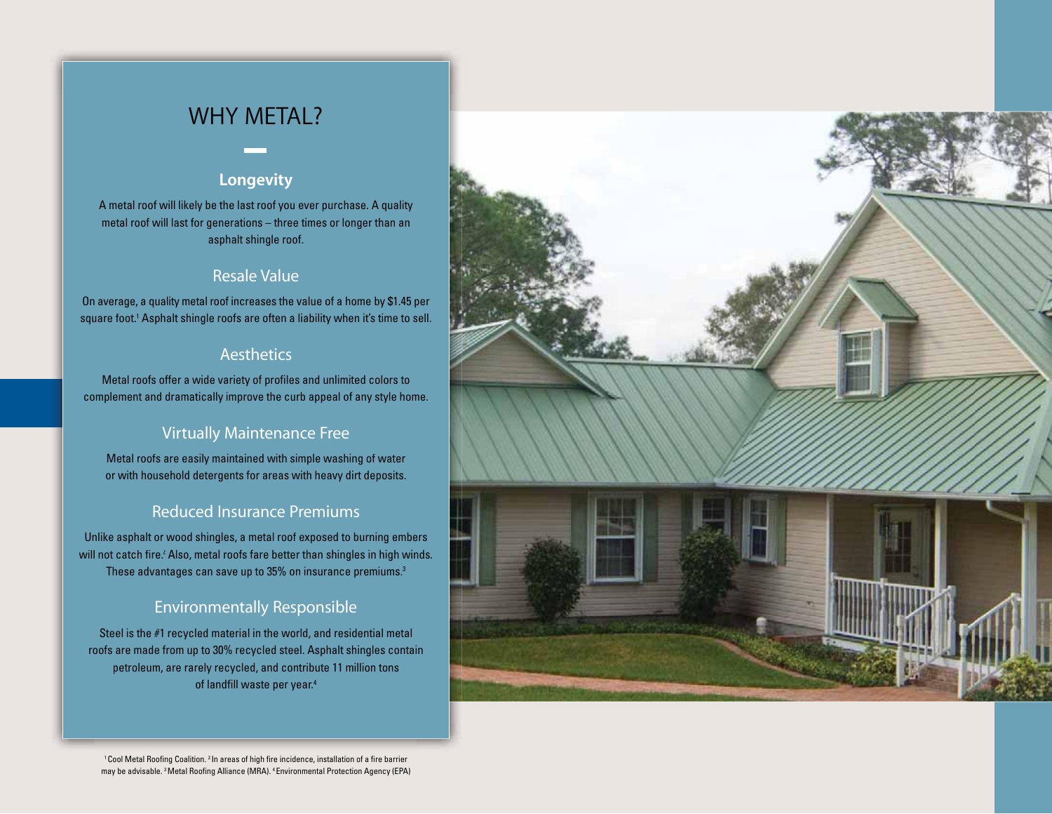# WHY METAL?

## Longevity

A metal roof will likely be the last roof you ever purchase. A quality metal roof will last for generations – three times or longer than an asphalt shingle roof.

## Resale Value

On average, a quality metal roof increases the value of a home by $1.45 per square foot.[1] Asphalt shingle roofs are often a liability when it's time to sell.

## Aesthetics

Metal roofs offer a wide variety of profiles and unlimited colors to complement and dramatically improve the curb appeal of any style home.

## Virtually Maintenance Free

Metal roofs are easily maintained with simple washing of water or with household detergents for areas with heavy dirt deposits.

## Reduced Insurance Premiums

Unlike asphalt or wood shingles, a metal roof exposed to burning embers will not catch fire.[2] Also, metal roofs fare better than shingles in high winds. These advantages can save up to 35% on insurance premiums.[3]

## Environmentally Responsible

Steel is the #1 recycled material in the world, and residential metal roofs are made from up to 30% recycled steel. Asphalt shingles contain petroleum, are rarely recycled, and contribute 11 million tons of landfill waste per year.[4]

[1] Cool Metal Roofing Coalition. [2] In areas of high fire incidence, installation of a fire barrier may be advisable. [3] Metal Roofing Alliance (MRA). [4] Environmental Protection Agency (EPA)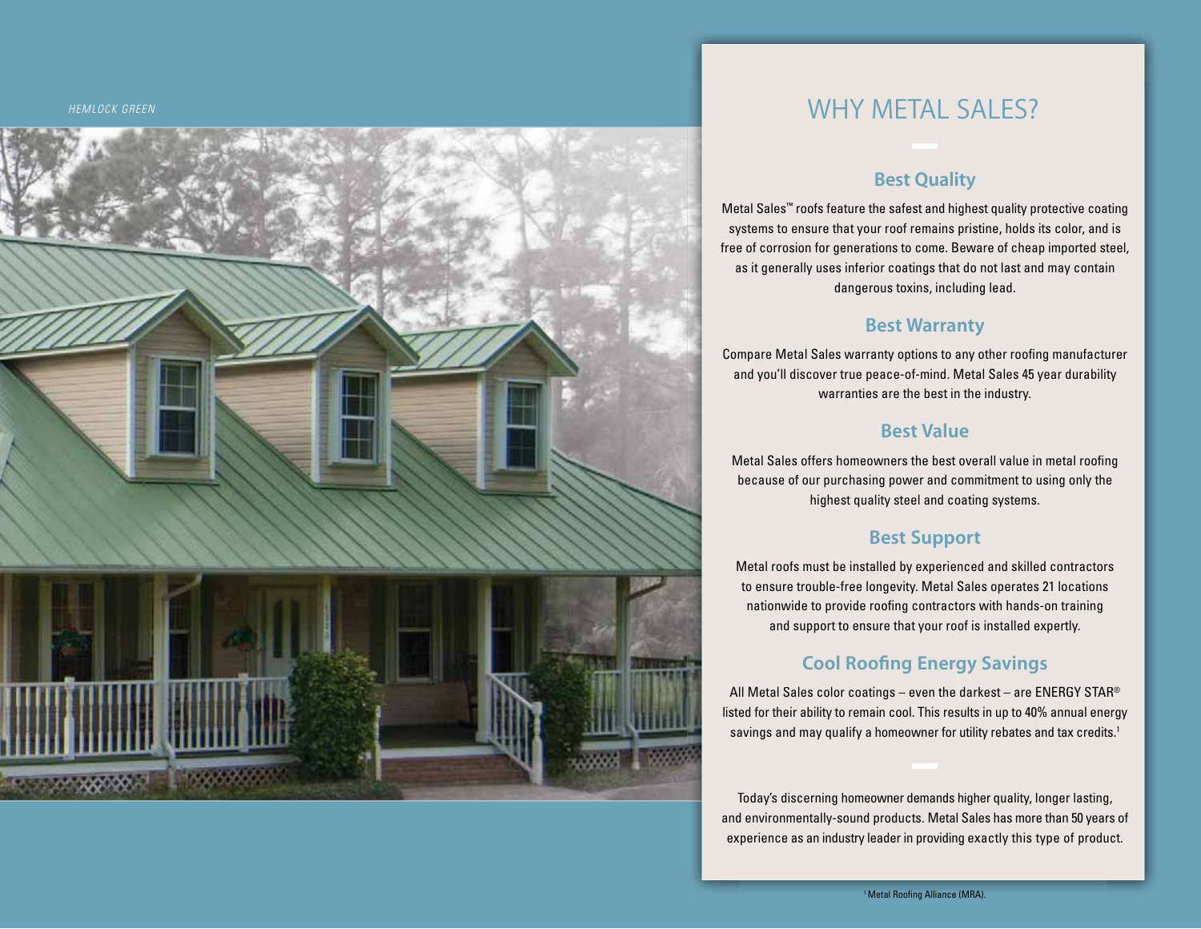*HEMLOCK GREEN*

# WHY METAL SALES?

## Best Quality

Metal Sales™ roofs feature the safest and highest quality protective coating systems to ensure that your roof remains pristine, holds its color, and is free of corrosion for generations to come. Beware of cheap imported steel, as it generally uses inferior coatings that do not last and may contain dangerous toxins, including lead.

## Best Warranty

Compare Metal Sales warranty options to any other roofing manufacturer and you'll discover true peace-of-mind. Metal Sales 45 year durability warranties are the best in the industry.

## Best Value

Metal Sales offers homeowners the best overall value in metal roofing because of our purchasing power and commitment to using only the highest quality steel and coating systems.

## Best Support

Metal roofs must be installed by experienced and skilled contractors to ensure trouble-free longevity. Metal Sales operates 21 locations nationwide to provide roofing contractors with hands-on training and support to ensure that your roof is installed expertly.

## Cool Roofing Energy Savings

All Metal Sales color coatings – even the darkest – are ENERGY STAR® listed for their ability to remain cool. This results in up to 40% annual energy savings and may qualify a homeowner for utility rebates and tax credits.[1]

Today's discerning homeowner demands higher quality, longer lasting, and environmentally-sound products. Metal Sales has more than 50 years of experience as an industry leader in providing exactly this type of product.

[1] Metal Roofing Alliance (MRA).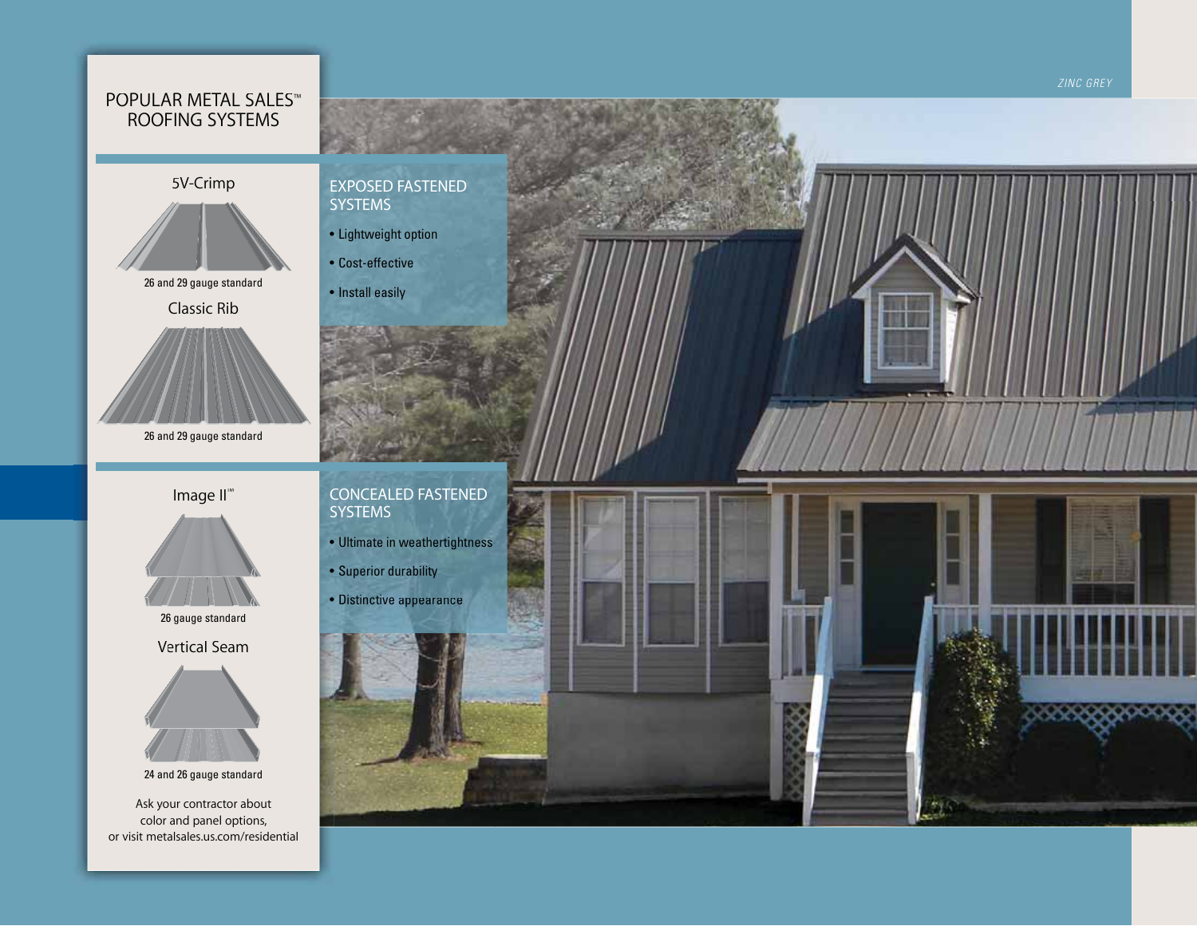*ZINC GREY*

# POPULAR METAL SALES™ ROOFING SYSTEMS

## EXPOSED FASTENED SYSTEMS

- Lightweight option
- Cost-effective
- Install easily

### 5V-Crimp

26 and 29 gauge standard

### Classic Rib

26 and 29 gauge standard

## CONCEALED FASTENED SYSTEMS

- Ultimate in weathertightness
- Superior durability
- Distinctive appearance

### Image II℠

26 gauge standard

### Vertical Seam

24 and 26 gauge standard

Ask your contractor about color and panel options, or visit metalsales.us.com/residential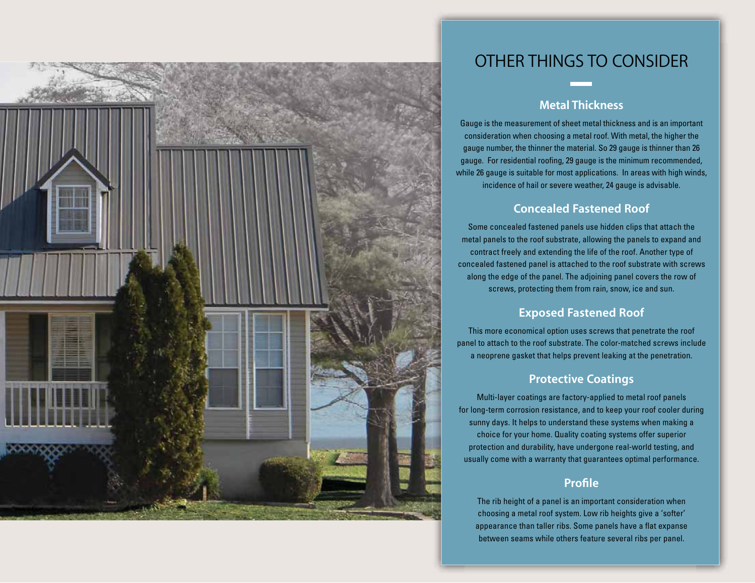# OTHER THINGS TO CONSIDER

## Metal Thickness

Gauge is the measurement of sheet metal thickness and is an important consideration when choosing a metal roof. With metal, the higher the gauge number, the thinner the material. So 29 gauge is thinner than 26 gauge. For residential roofing, 29 gauge is the minimum recommended, while 26 gauge is suitable for most applications. In areas with high winds, incidence of hail or severe weather, 24 gauge is advisable.

## Concealed Fastened Roof

Some concealed fastened panels use hidden clips that attach the metal panels to the roof substrate, allowing the panels to expand and contract freely and extending the life of the roof. Another type of concealed fastened panel is attached to the roof substrate with screws along the edge of the panel. The adjoining panel covers the row of screws, protecting them from rain, snow, ice and sun.

## Exposed Fastened Roof

This more economical option uses screws that penetrate the roof panel to attach to the roof substrate. The color-matched screws include a neoprene gasket that helps prevent leaking at the penetration.

## Protective Coatings

Multi-layer coatings are factory-applied to metal roof panels for long-term corrosion resistance, and to keep your roof cooler during sunny days. It helps to understand these systems when making a choice for your home. Quality coating systems offer superior protection and durability, have undergone real-world testing, and usually come with a warranty that guarantees optimal performance.

## Profile

The rib height of a panel is an important consideration when choosing a metal roof system. Low rib heights give a 'softer' appearance than taller ribs. Some panels have a flat expanse between seams while others feature several ribs per panel.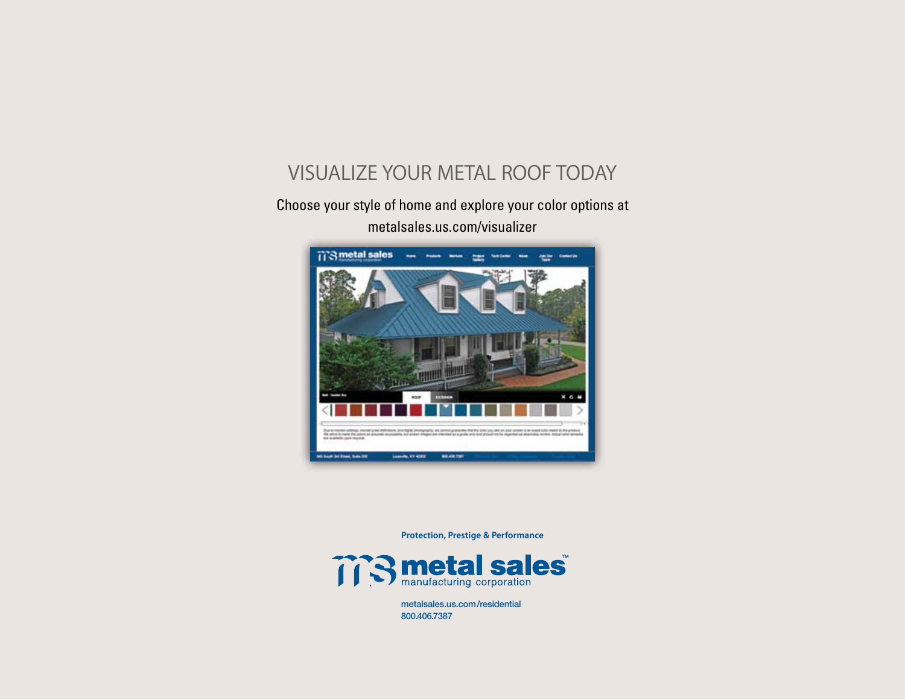# VISUALIZE YOUR METAL ROOF TODAY

Choose your style of home and explore your color options at metalsales.us.com/visualizer

**Protection, Prestige & Performance**

metal sales™
manufacturing corporation

metalsales.us.com/residential
800.406.7387